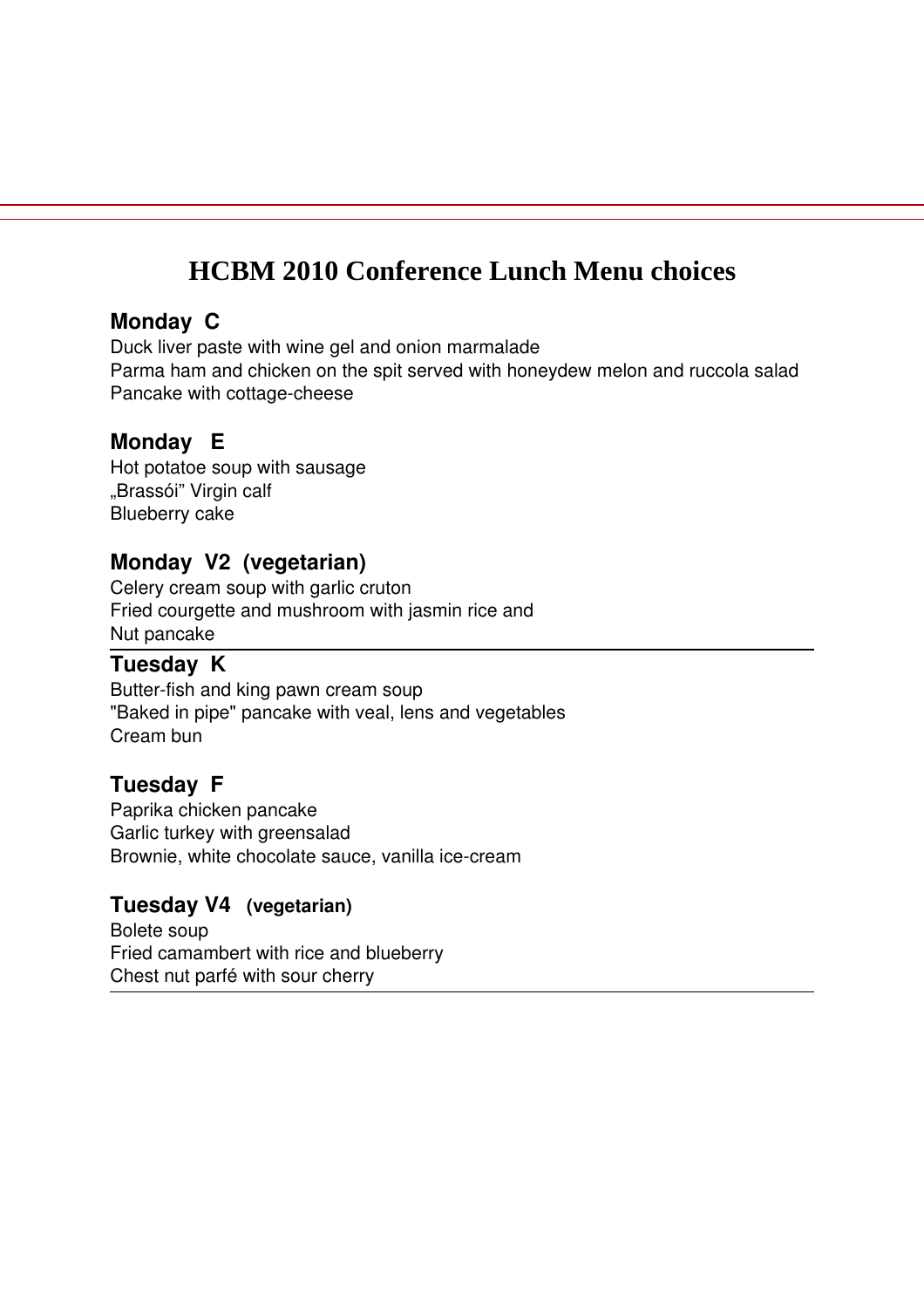# HCBM 2010 Conference Lunch Menu choices

## Monday C

Duck liver paste with wine gel and onion marmalade
Parma ham and chicken on the spit served with honeydew melon and ruccola salad
Pancake with cottage-cheese

## Monday E

Hot potatoe soup with sausage
„Brassói" Virgin calf
Blueberry cake

## Monday V2 (vegetarian)

Celery cream soup with garlic cruton
Fried courgette and mushroom with jasmin rice and
Nut pancake

---

## Tuesday K

Butter-fish and king pawn cream soup
"Baked in pipe" pancake with veal, lens and vegetables
Cream bun

## Tuesday F

Paprika chicken pancake
Garlic turkey with greensalad
Brownie, white chocolate sauce, vanilla ice-cream

## Tuesday V4 (vegetarian)

Bolete soup
Fried camambert with rice and blueberry
Chest nut parfé with sour cherry

---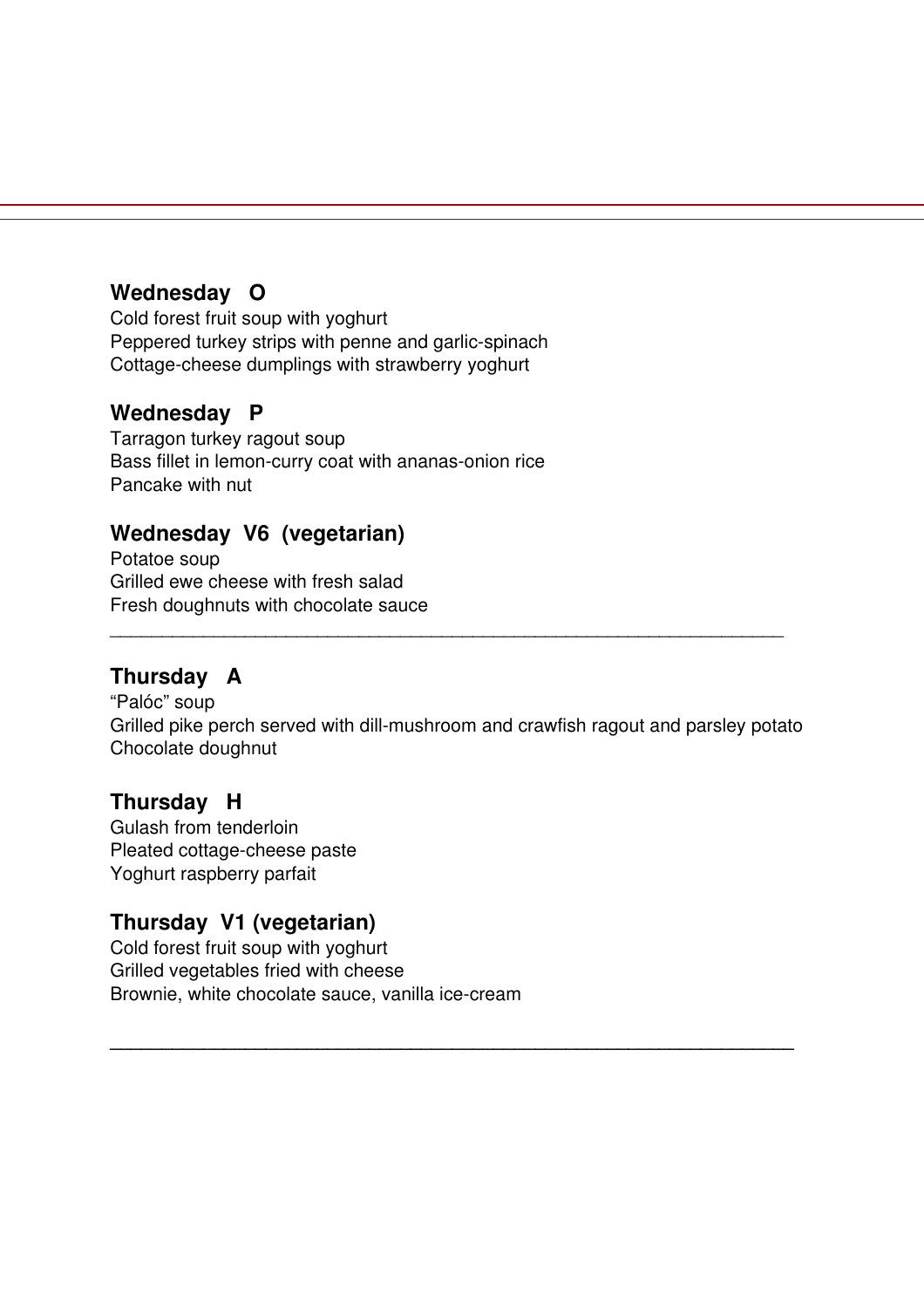### Wednesday O

Cold forest fruit soup with yoghurt
Peppered turkey strips with penne and garlic-spinach
Cottage-cheese dumplings with strawberry yoghurt

### Wednesday P

Tarragon turkey ragout soup
Bass fillet in lemon-curry coat with ananas-onion rice
Pancake with nut

### Wednesday V6 (vegetarian)

Potatoe soup
Grilled ewe cheese with fresh salad
Fresh doughnuts with chocolate sauce

---

### Thursday A

"Palóc" soup
Grilled pike perch served with dill-mushroom and crawfish ragout and parsley potato
Chocolate doughnut

### Thursday H

Gulash from tenderloin
Pleated cottage-cheese paste
Yoghurt raspberry parfait

### Thursday V1 (vegetarian)

Cold forest fruit soup with yoghurt
Grilled vegetables fried with cheese
Brownie, white chocolate sauce, vanilla ice-cream

---